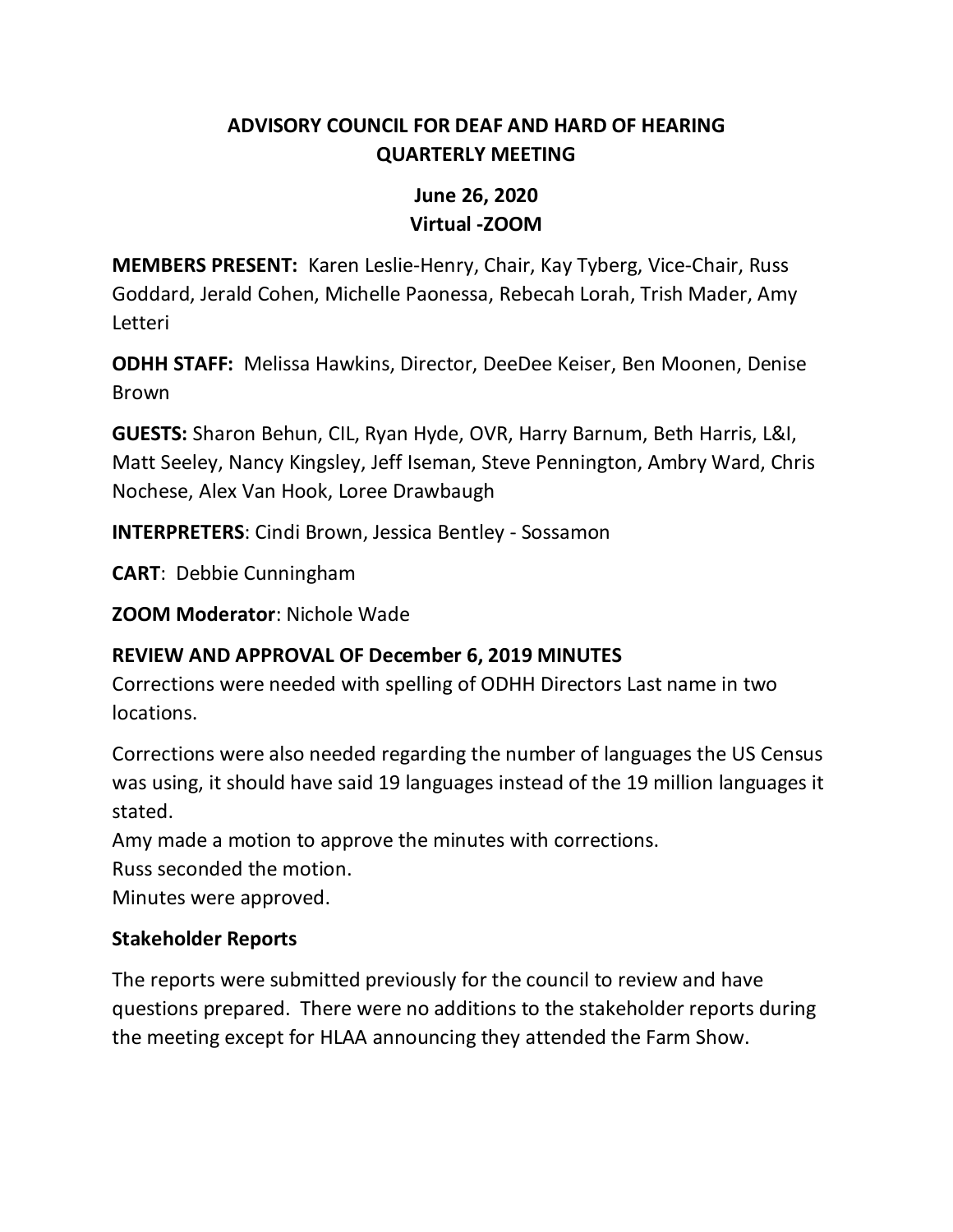# ADVISORY COUNCIL FOR DEAF AND HARD OF HEARING
## QUARTERLY MEETING

### June 26, 2020
### Virtual -ZOOM

**MEMBERS PRESENT:** Karen Leslie-Henry, Chair, Kay Tyberg, Vice-Chair, Russ Goddard, Jerald Cohen, Michelle Paonessa, Rebecah Lorah, Trish Mader, Amy Letteri

**ODHH STAFF:** Melissa Hawkins, Director, DeeDee Keiser, Ben Moonen, Denise Brown

**GUESTS:** Sharon Behun, CIL, Ryan Hyde, OVR, Harry Barnum, Beth Harris, L&I, Matt Seeley, Nancy Kingsley, Jeff Iseman, Steve Pennington, Ambry Ward, Chris Nochese, Alex Van Hook, Loree Drawbaugh

**INTERPRETERS**: Cindi Brown, Jessica Bentley - Sossamon

**CART**: Debbie Cunningham

**ZOOM Moderator**: Nichole Wade

**REVIEW AND APPROVAL OF December 6, 2019 MINUTES**

Corrections were needed with spelling of ODHH Directors Last name in two locations.

Corrections were also needed regarding the number of languages the US Census was using, it should have said 19 languages instead of the 19 million languages it stated.

Amy made a motion to approve the minutes with corrections.

Russ seconded the motion.

Minutes were approved.

**Stakeholder Reports**

The reports were submitted previously for the council to review and have questions prepared. There were no additions to the stakeholder reports during the meeting except for HLAA announcing they attended the Farm Show.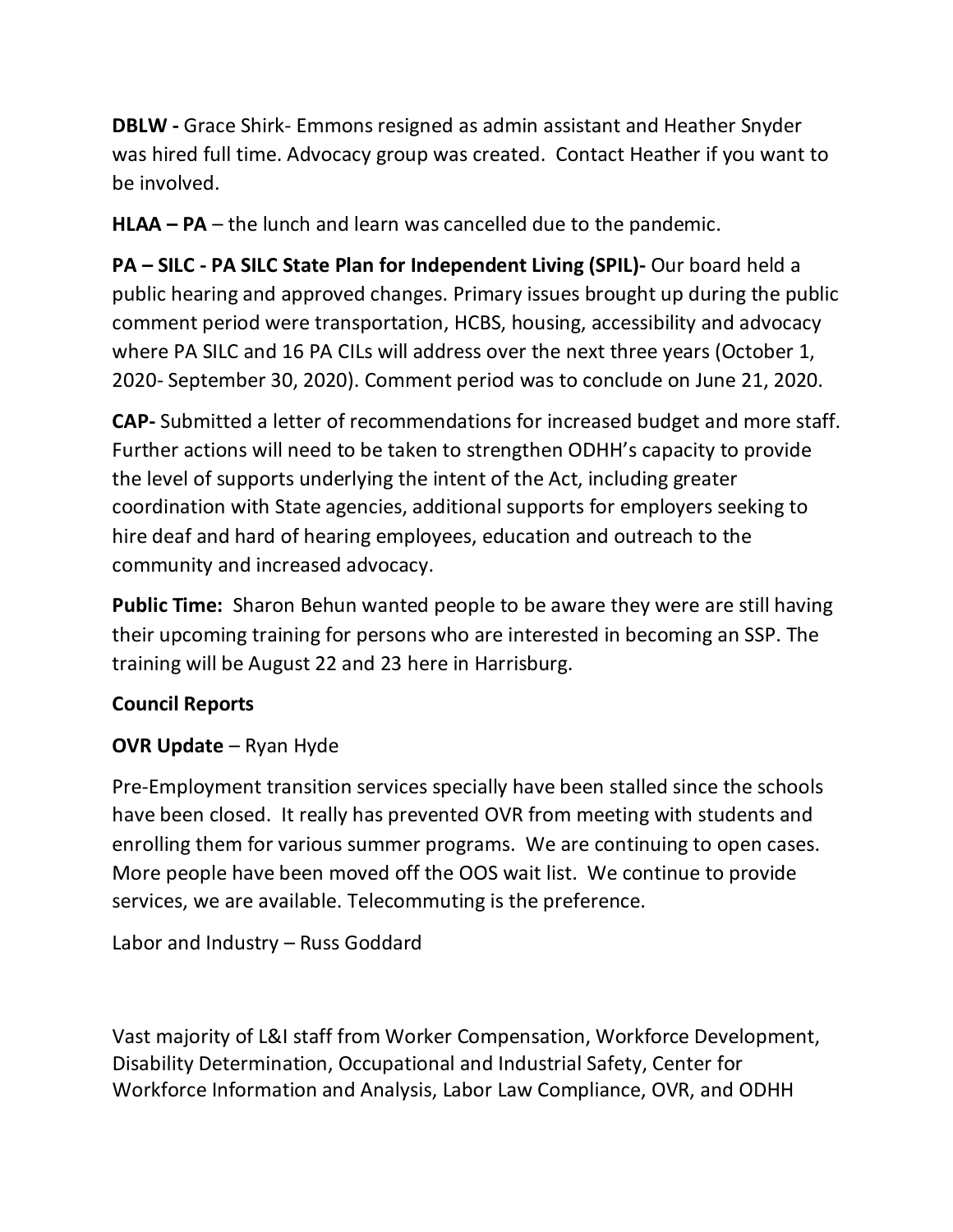**DBLW -** Grace Shirk- Emmons resigned as admin assistant and Heather Snyder was hired full time. Advocacy group was created. Contact Heather if you want to be involved.

**HLAA – PA** – the lunch and learn was cancelled due to the pandemic.

**PA – SILC - PA SILC State Plan for Independent Living (SPIL)-** Our board held a public hearing and approved changes. Primary issues brought up during the public comment period were transportation, HCBS, housing, accessibility and advocacy where PA SILC and 16 PA CILs will address over the next three years (October 1, 2020- September 30, 2020). Comment period was to conclude on June 21, 2020.

**CAP-** Submitted a letter of recommendations for increased budget and more staff. Further actions will need to be taken to strengthen ODHH's capacity to provide the level of supports underlying the intent of the Act, including greater coordination with State agencies, additional supports for employers seeking to hire deaf and hard of hearing employees, education and outreach to the community and increased advocacy.

**Public Time:** Sharon Behun wanted people to be aware they were are still having their upcoming training for persons who are interested in becoming an SSP. The training will be August 22 and 23 here in Harrisburg.

**Council Reports**

**OVR Update** – Ryan Hyde

Pre-Employment transition services specially have been stalled since the schools have been closed. It really has prevented OVR from meeting with students and enrolling them for various summer programs. We are continuing to open cases. More people have been moved off the OOS wait list. We continue to provide services, we are available. Telecommuting is the preference.

Labor and Industry – Russ Goddard

Vast majority of L&I staff from Worker Compensation, Workforce Development, Disability Determination, Occupational and Industrial Safety, Center for Workforce Information and Analysis, Labor Law Compliance, OVR, and ODHH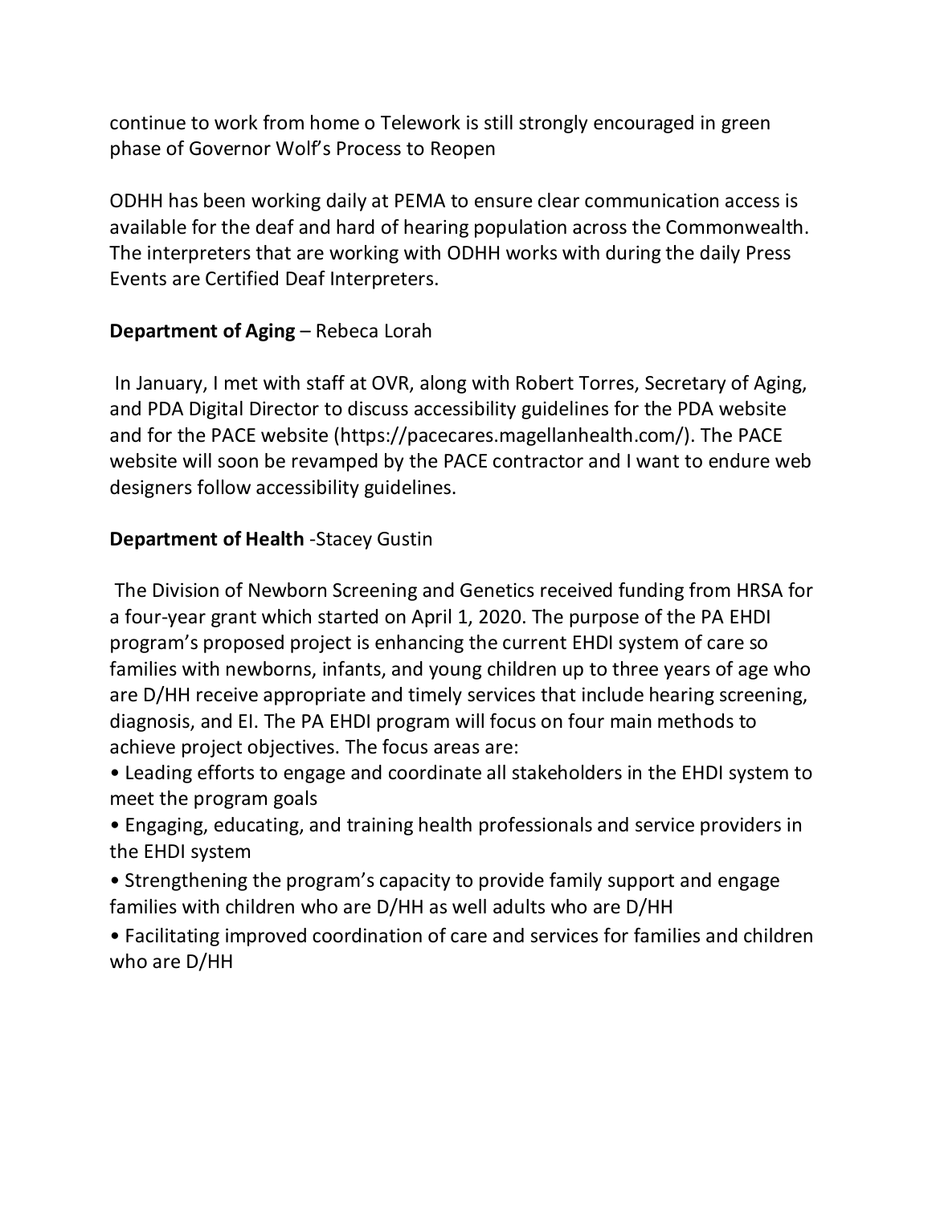continue to work from home o Telework is still strongly encouraged in green phase of Governor Wolf's Process to Reopen

ODHH has been working daily at PEMA to ensure clear communication access is available for the deaf and hard of hearing population across the Commonwealth. The interpreters that are working with ODHH works with during the daily Press Events are Certified Deaf Interpreters.

**Department of Aging** – Rebeca Lorah

In January, I met with staff at OVR, along with Robert Torres, Secretary of Aging, and PDA Digital Director to discuss accessibility guidelines for the PDA website and for the PACE website (https://pacecares.magellanhealth.com/). The PACE website will soon be revamped by the PACE contractor and I want to endure web designers follow accessibility guidelines.

**Department of Health** -Stacey Gustin

The Division of Newborn Screening and Genetics received funding from HRSA for a four-year grant which started on April 1, 2020. The purpose of the PA EHDI program's proposed project is enhancing the current EHDI system of care so families with newborns, infants, and young children up to three years of age who are D/HH receive appropriate and timely services that include hearing screening, diagnosis, and EI. The PA EHDI program will focus on four main methods to achieve project objectives. The focus areas are:

- Leading efforts to engage and coordinate all stakeholders in the EHDI system to meet the program goals
- Engaging, educating, and training health professionals and service providers in the EHDI system
- Strengthening the program's capacity to provide family support and engage families with children who are D/HH as well adults who are D/HH
- Facilitating improved coordination of care and services for families and children who are D/HH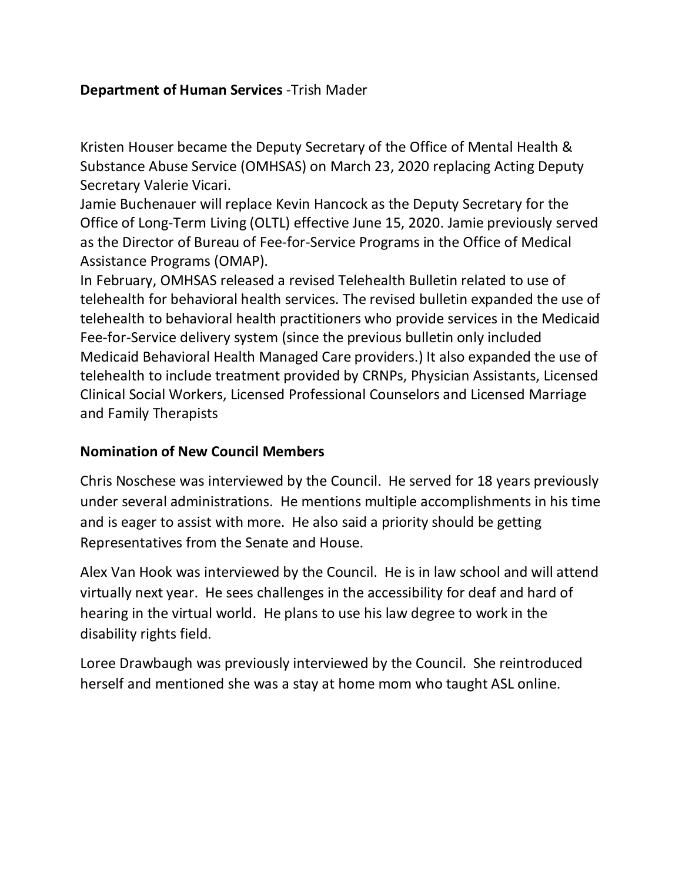**Department of Human Services** -Trish Mader

Kristen Houser became the Deputy Secretary of the Office of Mental Health & Substance Abuse Service (OMHSAS) on March 23, 2020 replacing Acting Deputy Secretary Valerie Vicari.
Jamie Buchenauer will replace Kevin Hancock as the Deputy Secretary for the Office of Long-Term Living (OLTL) effective June 15, 2020. Jamie previously served as the Director of Bureau of Fee-for-Service Programs in the Office of Medical Assistance Programs (OMAP).
In February, OMHSAS released a revised Telehealth Bulletin related to use of telehealth for behavioral health services. The revised bulletin expanded the use of telehealth to behavioral health practitioners who provide services in the Medicaid Fee-for-Service delivery system (since the previous bulletin only included Medicaid Behavioral Health Managed Care providers.) It also expanded the use of telehealth to include treatment provided by CRNPs, Physician Assistants, Licensed Clinical Social Workers, Licensed Professional Counselors and Licensed Marriage and Family Therapists

**Nomination of New Council Members**

Chris Noschese was interviewed by the Council. He served for 18 years previously under several administrations. He mentions multiple accomplishments in his time and is eager to assist with more. He also said a priority should be getting Representatives from the Senate and House.

Alex Van Hook was interviewed by the Council. He is in law school and will attend virtually next year. He sees challenges in the accessibility for deaf and hard of hearing in the virtual world. He plans to use his law degree to work in the disability rights field.

Loree Drawbaugh was previously interviewed by the Council. She reintroduced herself and mentioned she was a stay at home mom who taught ASL online.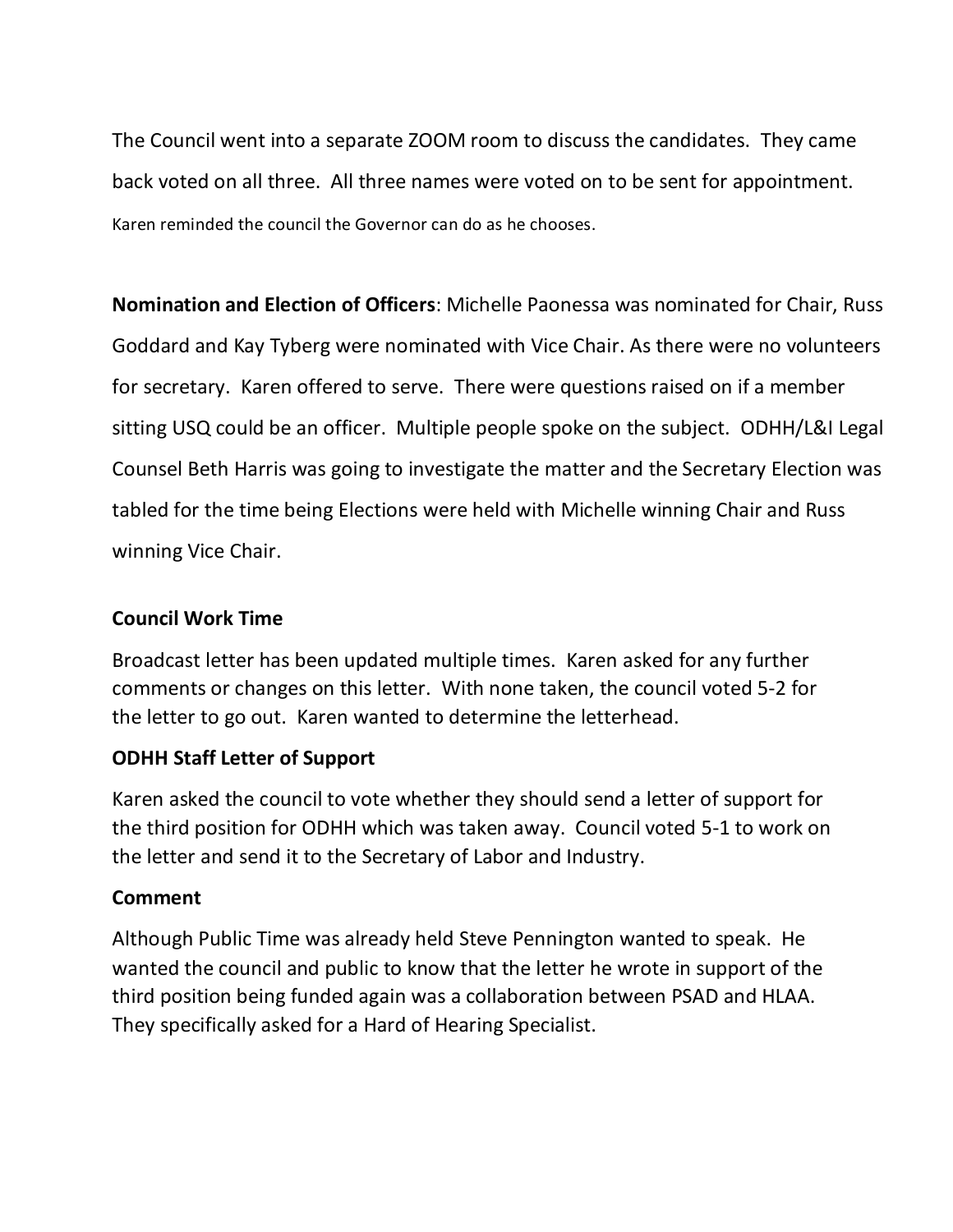The Council went into a separate ZOOM room to discuss the candidates. They came back voted on all three. All three names were voted on to be sent for appointment. Karen reminded the council the Governor can do as he chooses.

**Nomination and Election of Officers**: Michelle Paonessa was nominated for Chair, Russ Goddard and Kay Tyberg were nominated with Vice Chair. As there were no volunteers for secretary. Karen offered to serve. There were questions raised on if a member sitting USQ could be an officer. Multiple people spoke on the subject. ODHH/L&I Legal Counsel Beth Harris was going to investigate the matter and the Secretary Election was tabled for the time being Elections were held with Michelle winning Chair and Russ winning Vice Chair.

**Council Work Time**

Broadcast letter has been updated multiple times. Karen asked for any further comments or changes on this letter. With none taken, the council voted 5-2 for the letter to go out. Karen wanted to determine the letterhead.

**ODHH Staff Letter of Support**

Karen asked the council to vote whether they should send a letter of support for the third position for ODHH which was taken away. Council voted 5-1 to work on the letter and send it to the Secretary of Labor and Industry.

**Comment**

Although Public Time was already held Steve Pennington wanted to speak. He wanted the council and public to know that the letter he wrote in support of the third position being funded again was a collaboration between PSAD and HLAA. They specifically asked for a Hard of Hearing Specialist.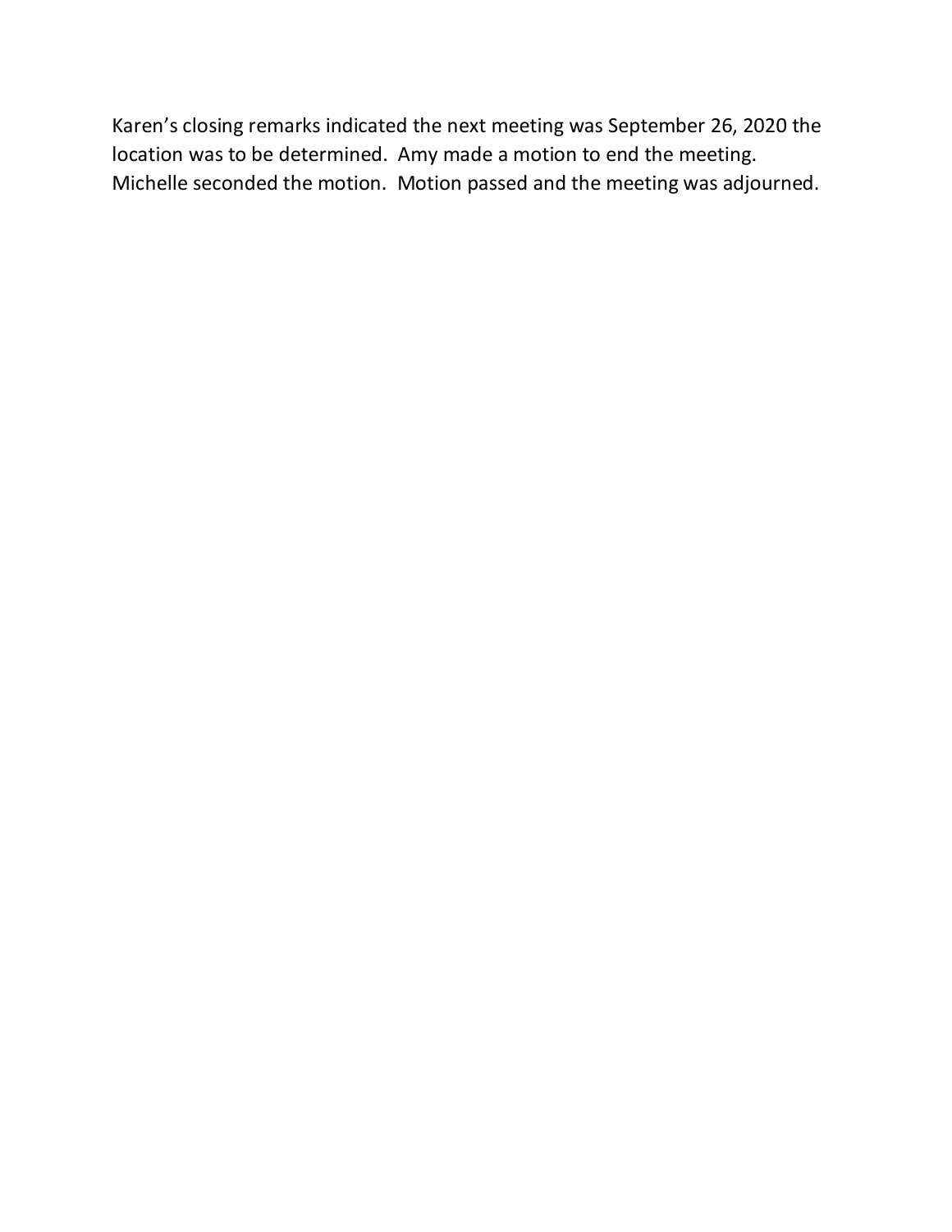Karen's closing remarks indicated the next meeting was September 26, 2020 the location was to be determined. Amy made a motion to end the meeting. Michelle seconded the motion. Motion passed and the meeting was adjourned.